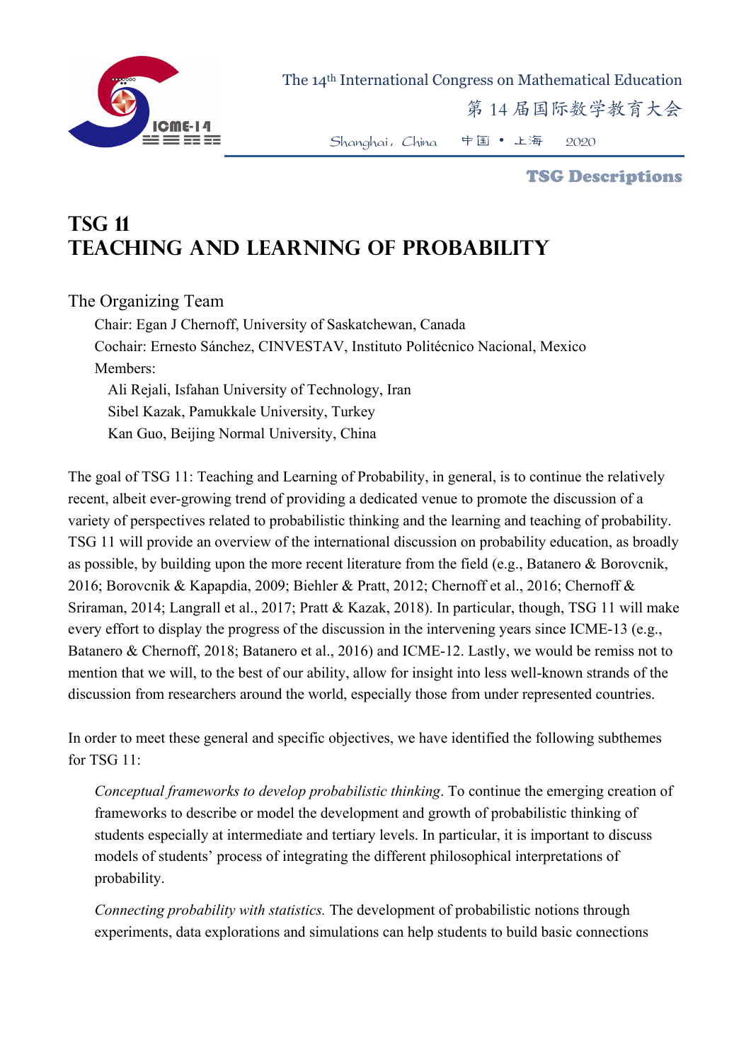# TSG 11
# Teaching and Learning of Probability

The Organizing Team

Chair: Egan J Chernoff, University of Saskatchewan, Canada

Cochair: Ernesto Sánchez, CINVESTAV, Instituto Politécnico Nacional, Mexico

Members:

Ali Rejali, Isfahan University of Technology, Iran

Sibel Kazak, Pamukkale University, Turkey

Kan Guo, Beijing Normal University, China

The goal of TSG 11: Teaching and Learning of Probability, in general, is to continue the relatively recent, albeit ever-growing trend of providing a dedicated venue to promote the discussion of a variety of perspectives related to probabilistic thinking and the learning and teaching of probability. TSG 11 will provide an overview of the international discussion on probability education, as broadly as possible, by building upon the more recent literature from the field (e.g., Batanero & Borovcnik, 2016; Borovcnik & Kapapdia, 2009; Biehler & Pratt, 2012; Chernoff et al., 2016; Chernoff & Sriraman, 2014; Langrall et al., 2017; Pratt & Kazak, 2018). In particular, though, TSG 11 will make every effort to display the progress of the discussion in the intervening years since ICME-13 (e.g., Batanero & Chernoff, 2018; Batanero et al., 2016) and ICME-12. Lastly, we would be remiss not to mention that we will, to the best of our ability, allow for insight into less well-known strands of the discussion from researchers around the world, especially those from under represented countries.

In order to meet these general and specific objectives, we have identified the following subthemes for TSG 11:

*Conceptual frameworks to develop probabilistic thinking*. To continue the emerging creation of frameworks to describe or model the development and growth of probabilistic thinking of students especially at intermediate and tertiary levels. In particular, it is important to discuss models of students' process of integrating the different philosophical interpretations of probability.

*Connecting probability with statistics.* The development of probabilistic notions through experiments, data explorations and simulations can help students to build basic connections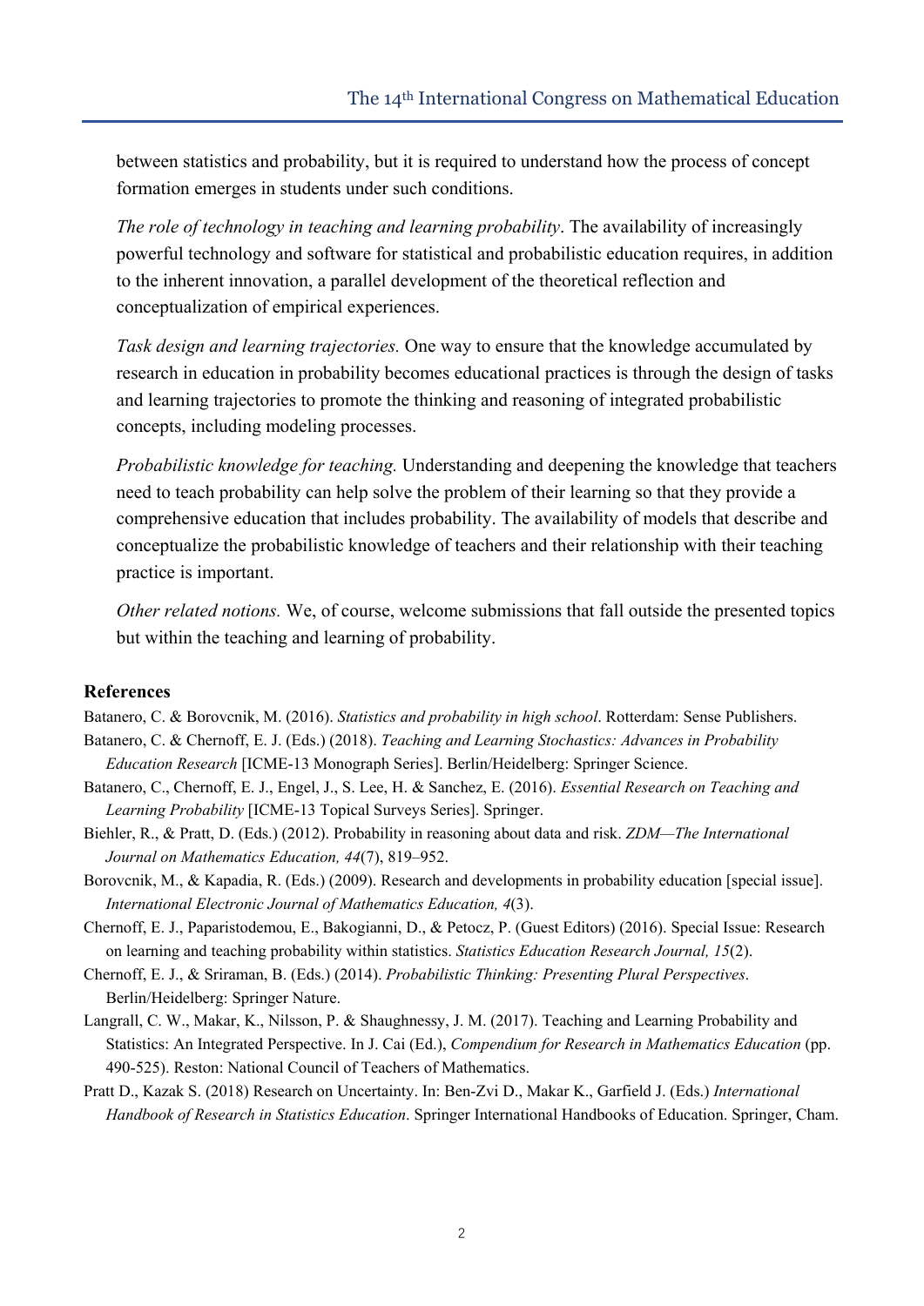between statistics and probability, but it is required to understand how the process of concept formation emerges in students under such conditions.

*The role of technology in teaching and learning probability*. The availability of increasingly powerful technology and software for statistical and probabilistic education requires, in addition to the inherent innovation, a parallel development of the theoretical reflection and conceptualization of empirical experiences.

*Task design and learning trajectories.* One way to ensure that the knowledge accumulated by research in education in probability becomes educational practices is through the design of tasks and learning trajectories to promote the thinking and reasoning of integrated probabilistic concepts, including modeling processes.

*Probabilistic knowledge for teaching.* Understanding and deepening the knowledge that teachers need to teach probability can help solve the problem of their learning so that they provide a comprehensive education that includes probability. The availability of models that describe and conceptualize the probabilistic knowledge of teachers and their relationship with their teaching practice is important.

*Other related notions.* We, of course, welcome submissions that fall outside the presented topics but within the teaching and learning of probability.

## References

Batanero, C. & Borovcnik, M. (2016). *Statistics and probability in high school*. Rotterdam: Sense Publishers.

Batanero, C. & Chernoff, E. J. (Eds.) (2018). *Teaching and Learning Stochastics: Advances in Probability Education Research* [ICME-13 Monograph Series]. Berlin/Heidelberg: Springer Science.

Batanero, C., Chernoff, E. J., Engel, J., S. Lee, H. & Sanchez, E. (2016). *Essential Research on Teaching and Learning Probability* [ICME-13 Topical Surveys Series]. Springer.

Biehler, R., & Pratt, D. (Eds.) (2012). Probability in reasoning about data and risk. *ZDM—The International Journal on Mathematics Education, 44*(7), 819–952.

Borovcnik, M., & Kapadia, R. (Eds.) (2009). Research and developments in probability education [special issue]. *International Electronic Journal of Mathematics Education, 4*(3).

Chernoff, E. J., Paparistodemou, E., Bakogianni, D., & Petocz, P. (Guest Editors) (2016). Special Issue: Research on learning and teaching probability within statistics. *Statistics Education Research Journal, 15*(2).

Chernoff, E. J., & Sriraman, B. (Eds.) (2014). *Probabilistic Thinking: Presenting Plural Perspectives*. Berlin/Heidelberg: Springer Nature.

Langrall, C. W., Makar, K., Nilsson, P. & Shaughnessy, J. M. (2017). Teaching and Learning Probability and Statistics: An Integrated Perspective. In J. Cai (Ed.), *Compendium for Research in Mathematics Education* (pp. 490-525). Reston: National Council of Teachers of Mathematics.

Pratt D., Kazak S. (2018) Research on Uncertainty. In: Ben-Zvi D., Makar K., Garfield J. (Eds.) *International Handbook of Research in Statistics Education*. Springer International Handbooks of Education. Springer, Cham.